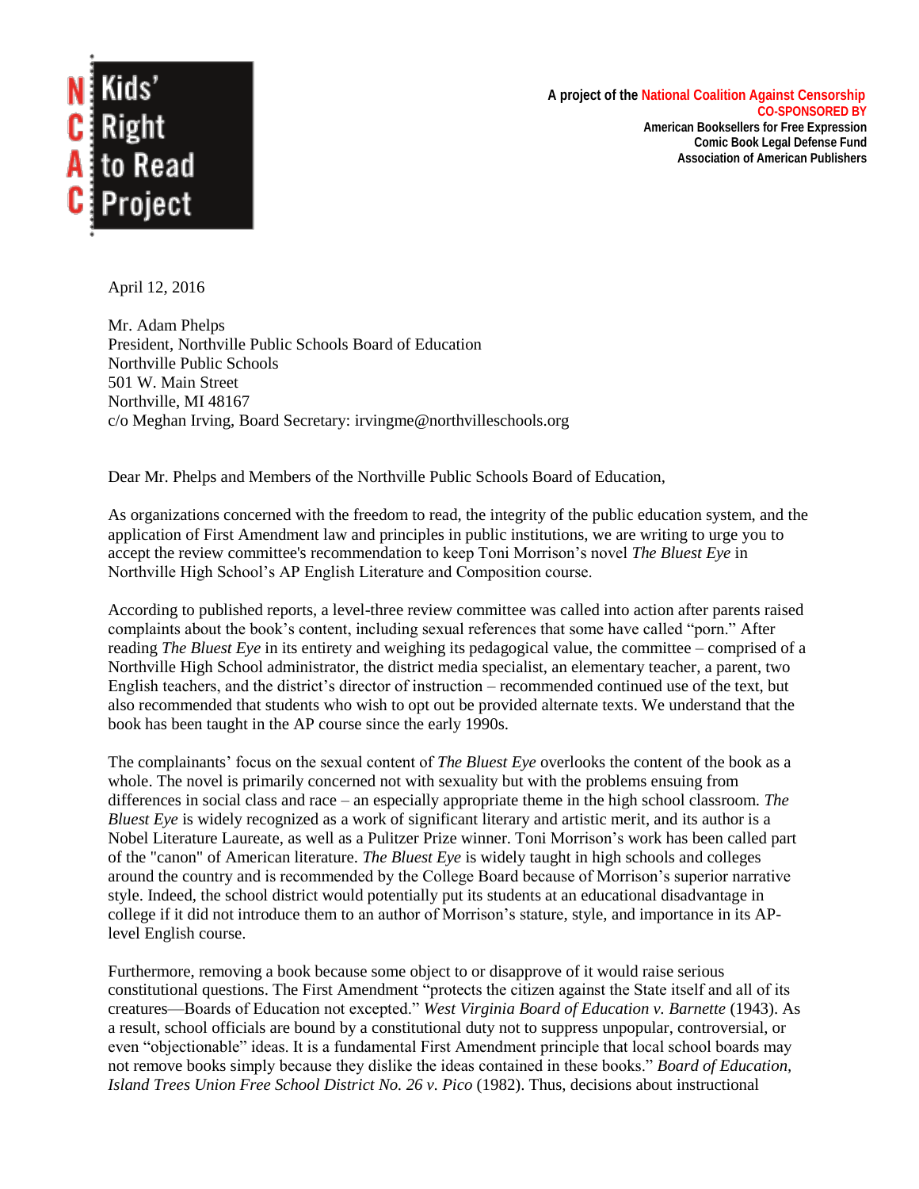**Kids' Right to Read Project**

**A project of the National Coalition Against Censorship**
**CO-SPONSORED BY**
**American Booksellers for Free Expression**
**Comic Book Legal Defense Fund**
**Association of American Publishers**

April 12, 2016

Mr. Adam Phelps
President, Northville Public Schools Board of Education
Northville Public Schools
501 W. Main Street
Northville, MI 48167
c/o Meghan Irving, Board Secretary: irvingme@northvilleschools.org

Dear Mr. Phelps and Members of the Northville Public Schools Board of Education,

As organizations concerned with the freedom to read, the integrity of the public education system, and the application of First Amendment law and principles in public institutions, we are writing to urge you to accept the review committee's recommendation to keep Toni Morrison's novel *The Bluest Eye* in Northville High School's AP English Literature and Composition course.

According to published reports, a level-three review committee was called into action after parents raised complaints about the book's content, including sexual references that some have called "porn." After reading *The Bluest Eye* in its entirety and weighing its pedagogical value, the committee – comprised of a Northville High School administrator, the district media specialist, an elementary teacher, a parent, two English teachers, and the district's director of instruction – recommended continued use of the text, but also recommended that students who wish to opt out be provided alternate texts. We understand that the book has been taught in the AP course since the early 1990s.

The complainants' focus on the sexual content of *The Bluest Eye* overlooks the content of the book as a whole. The novel is primarily concerned not with sexuality but with the problems ensuing from differences in social class and race – an especially appropriate theme in the high school classroom. *The Bluest Eye* is widely recognized as a work of significant literary and artistic merit, and its author is a Nobel Literature Laureate, as well as a Pulitzer Prize winner. Toni Morrison's work has been called part of the "canon" of American literature. *The Bluest Eye* is widely taught in high schools and colleges around the country and is recommended by the College Board because of Morrison's superior narrative style. Indeed, the school district would potentially put its students at an educational disadvantage in college if it did not introduce them to an author of Morrison's stature, style, and importance in its AP-level English course.

Furthermore, removing a book because some object to or disapprove of it would raise serious constitutional questions. The First Amendment "protects the citizen against the State itself and all of its creatures—Boards of Education not excepted." *West Virginia Board of Education v. Barnette* (1943). As a result, school officials are bound by a constitutional duty not to suppress unpopular, controversial, or even "objectionable" ideas. It is a fundamental First Amendment principle that local school boards may not remove books simply because they dislike the ideas contained in these books." *Board of Education, Island Trees Union Free School District No. 26 v. Pico* (1982). Thus, decisions about instructional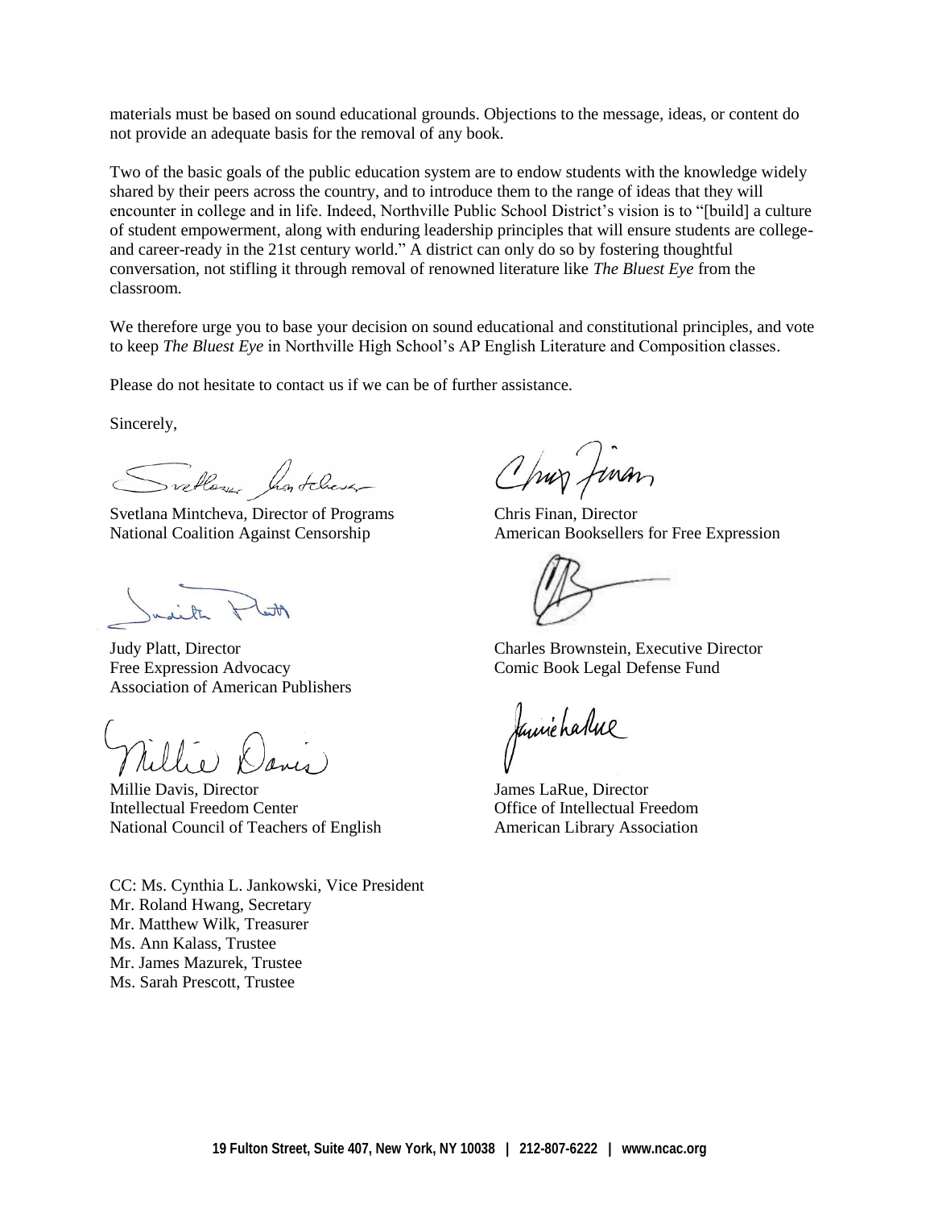materials must be based on sound educational grounds. Objections to the message, ideas, or content do not provide an adequate basis for the removal of any book.

Two of the basic goals of the public education system are to endow students with the knowledge widely shared by their peers across the country, and to introduce them to the range of ideas that they will encounter in college and in life. Indeed, Northville Public School District's vision is to "[build] a culture of student empowerment, along with enduring leadership principles that will ensure students are college- and career-ready in the 21st century world." A district can only do so by fostering thoughtful conversation, not stifling it through removal of renowned literature like *The Bluest Eye* from the classroom.

We therefore urge you to base your decision on sound educational and constitutional principles, and vote to keep *The Bluest Eye* in Northville High School's AP English Literature and Composition classes.

Please do not hesitate to contact us if we can be of further assistance.

Sincerely,

Svetlana Mintcheva, Director of Programs
National Coalition Against Censorship

Chris Finan, Director
American Booksellers for Free Expression

Judy Platt, Director
Free Expression Advocacy
Association of American Publishers

Charles Brownstein, Executive Director
Comic Book Legal Defense Fund

Millie Davis, Director
Intellectual Freedom Center
National Council of Teachers of English

James LaRue, Director
Office of Intellectual Freedom
American Library Association

CC: Ms. Cynthia L. Jankowski, Vice President
Mr. Roland Hwang, Secretary
Mr. Matthew Wilk, Treasurer
Ms. Ann Kalass, Trustee
Mr. James Mazurek, Trustee
Ms. Sarah Prescott, Trustee

19 Fulton Street, Suite 407, New York, NY 10038 | 212-807-6222 | www.ncac.org